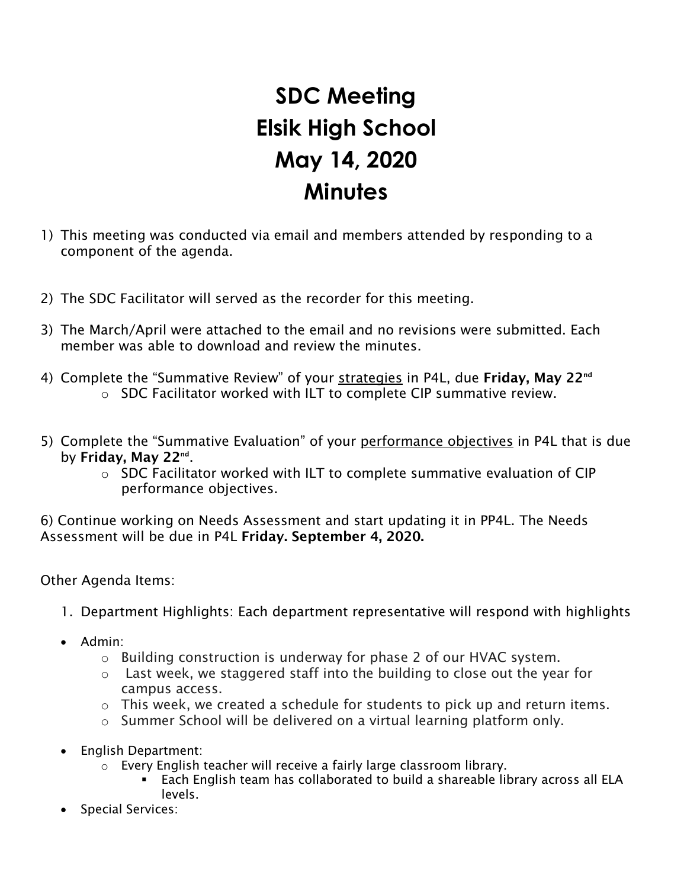# SDC Meeting
# Elsik High School
# May 14, 2020
# Minutes

1) This meeting was conducted via email and members attended by responding to a component of the agenda.

2) The SDC Facilitator will served as the recorder for this meeting.

3) The March/April were attached to the email and no revisions were submitted. Each member was able to download and review the minutes.

4) Complete the "Summative Review" of your <u>strategies</u> in P4L, due **Friday, May 22nd**
   - SDC Facilitator worked with ILT to complete CIP summative review.

5) Complete the "Summative Evaluation" of your <u>performance objectives</u> in P4L that is due by **Friday, May 22nd**.
   - SDC Facilitator worked with ILT to complete summative evaluation of CIP performance objectives.

6) Continue working on Needs Assessment and start updating it in PP4L. The Needs Assessment will be due in P4L **Friday. September 4, 2020.**

Other Agenda Items:

1. Department Highlights: Each department representative will respond with highlights

- Admin:
  - Building construction is underway for phase 2 of our HVAC system.
  - Last week, we staggered staff into the building to close out the year for campus access.
  - This week, we created a schedule for students to pick up and return items.
  - Summer School will be delivered on a virtual learning platform only.
- English Department:
  - Every English teacher will receive a fairly large classroom library.
    - Each English team has collaborated to build a shareable library across all ELA levels.
- Special Services: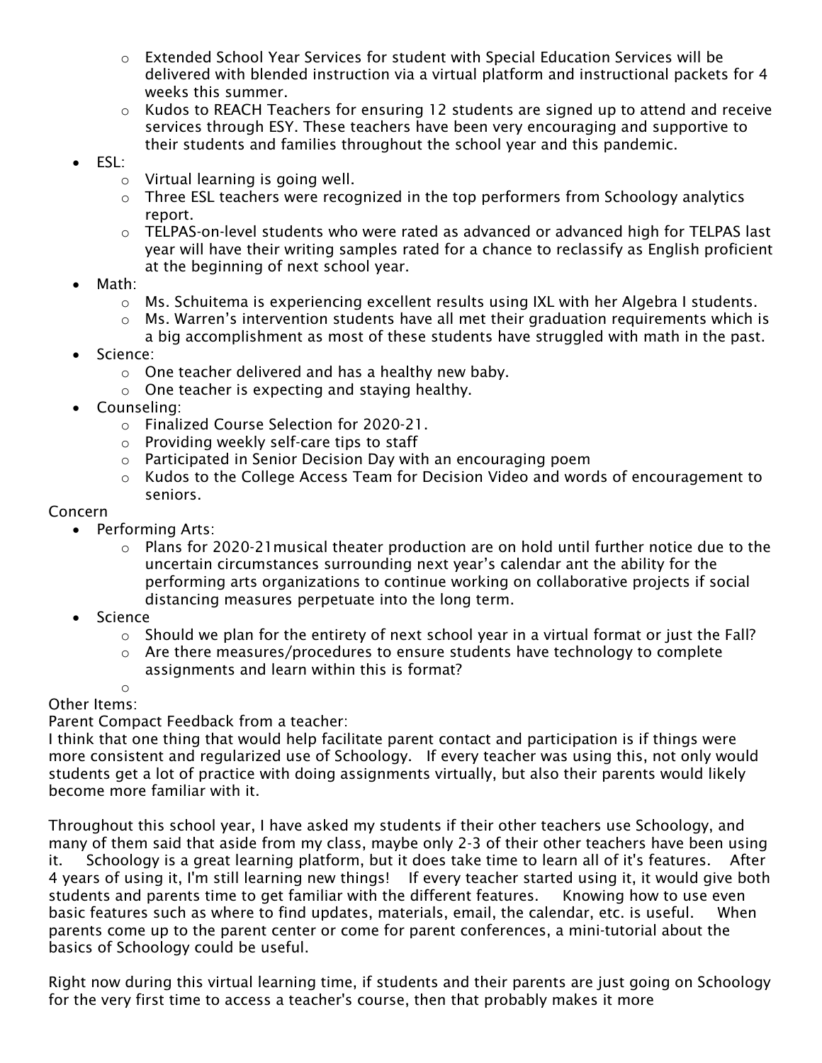- Extended School Year Services for student with Special Education Services will be delivered with blended instruction via a virtual platform and instructional packets for 4 weeks this summer.
  - Kudos to REACH Teachers for ensuring 12 students are signed up to attend and receive services through ESY. These teachers have been very encouraging and supportive to their students and families throughout the school year and this pandemic.
- ESL:
  - Virtual learning is going well.
  - Three ESL teachers were recognized in the top performers from Schoology analytics report.
  - TELPAS-on-level students who were rated as advanced or advanced high for TELPAS last year will have their writing samples rated for a chance to reclassify as English proficient at the beginning of next school year.
- Math:
  - Ms. Schuitema is experiencing excellent results using IXL with her Algebra I students.
  - Ms. Warren's intervention students have all met their graduation requirements which is a big accomplishment as most of these students have struggled with math in the past.
- Science:
  - One teacher delivered and has a healthy new baby.
  - One teacher is expecting and staying healthy.
- Counseling:
  - Finalized Course Selection for 2020-21.
  - Providing weekly self-care tips to staff
  - Participated in Senior Decision Day with an encouraging poem
  - Kudos to the College Access Team for Decision Video and words of encouragement to seniors.

Concern

- Performing Arts:
  - Plans for 2020-21musical theater production are on hold until further notice due to the uncertain circumstances surrounding next year's calendar ant the ability for the performing arts organizations to continue working on collaborative projects if social distancing measures perpetuate into the long term.
- Science
  - Should we plan for the entirety of next school year in a virtual format or just the Fall?
  - Are there measures/procedures to ensure students have technology to complete assignments and learn within this is format?

Other Items:

Parent Compact Feedback from a teacher:

I think that one thing that would help facilitate parent contact and participation is if things were more consistent and regularized use of Schoology. If every teacher was using this, not only would students get a lot of practice with doing assignments virtually, but also their parents would likely become more familiar with it.

Throughout this school year, I have asked my students if their other teachers use Schoology, and many of them said that aside from my class, maybe only 2-3 of their other teachers have been using it. Schoology is a great learning platform, but it does take time to learn all of it's features. After 4 years of using it, I'm still learning new things! If every teacher started using it, it would give both students and parents time to get familiar with the different features. Knowing how to use even basic features such as where to find updates, materials, email, the calendar, etc. is useful. When parents come up to the parent center or come for parent conferences, a mini-tutorial about the basics of Schoology could be useful.

Right now during this virtual learning time, if students and their parents are just going on Schoology for the very first time to access a teacher's course, then that probably makes it more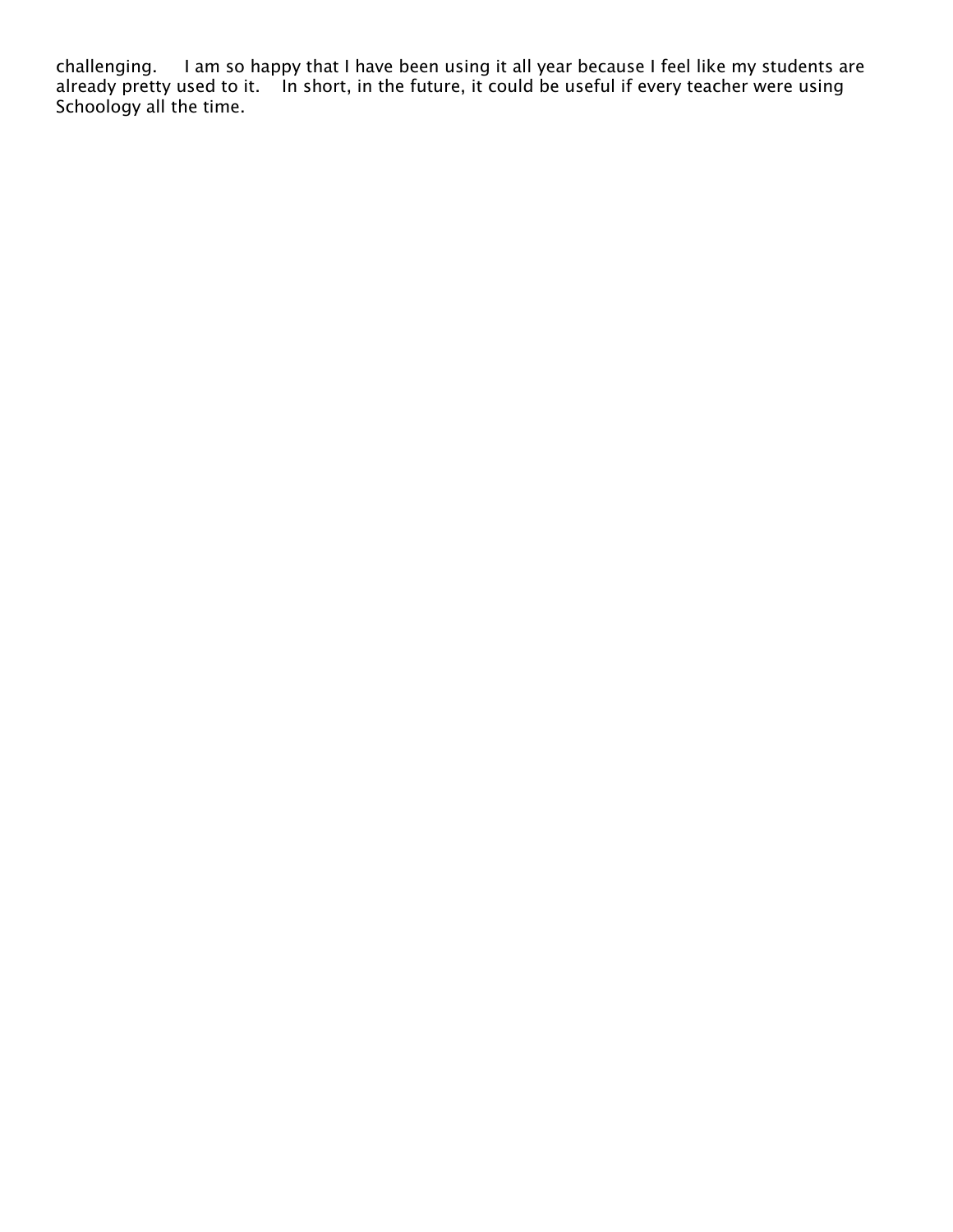challenging. I am so happy that I have been using it all year because I feel like my students are already pretty used to it. In short, in the future, it could be useful if every teacher were using Schoology all the time.